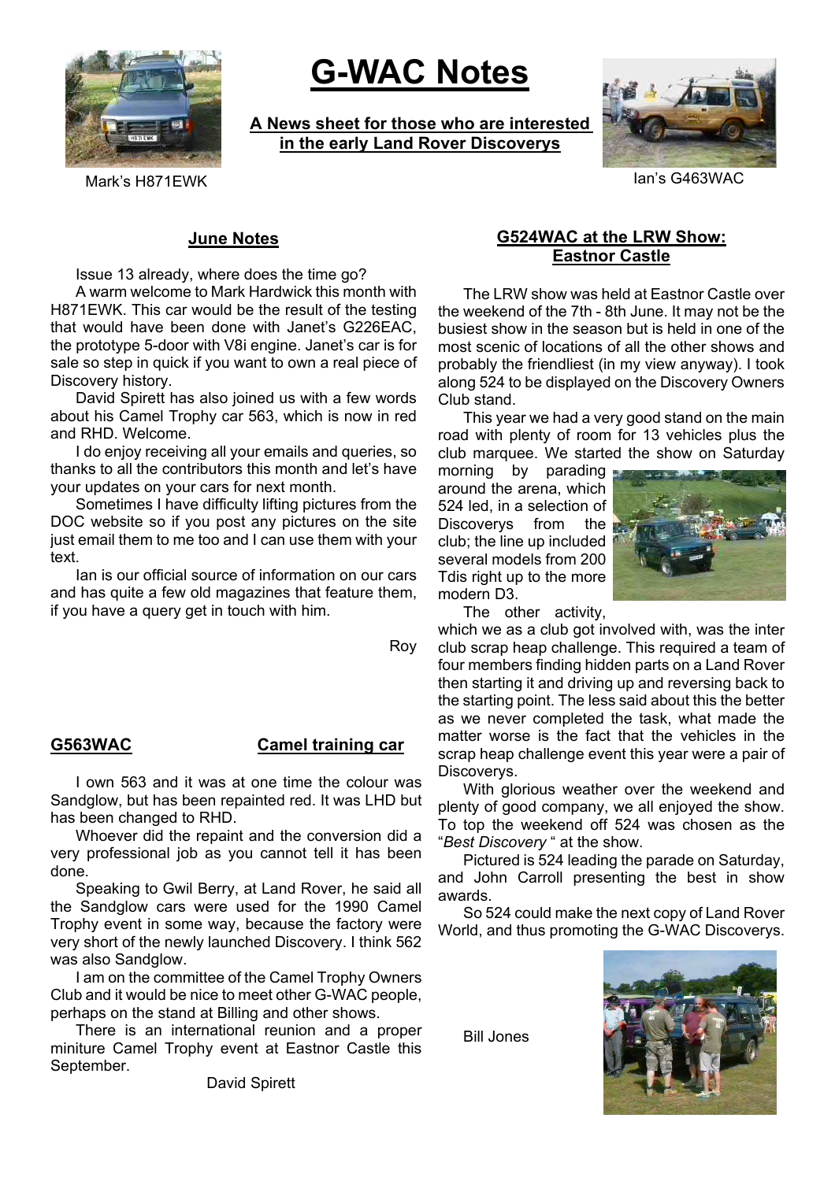Mark's H871EWK

# G-WAC Notes

**A News sheet for those who are interested in the early Land Rover Discoverys**

Ian's G463WAC

## June Notes

Issue 13 already, where does the time go?

A warm welcome to Mark Hardwick this month with H871EWK. This car would be the result of the testing that would have been done with Janet's G226EAC, the prototype 5-door with V8i engine. Janet's car is for sale so step in quick if you want to own a real piece of Discovery history.

David Spirett has also joined us with a few words about his Camel Trophy car 563, which is now in red and RHD. Welcome.

I do enjoy receiving all your emails and queries, so thanks to all the contributors this month and let's have your updates on your cars for next month.

Sometimes I have difficulty lifting pictures from the DOC website so if you post any pictures on the site just email them to me too and I can use them with your text.

Ian is our official source of information on our cars and has quite a few old magazines that feature them, if you have a query get in touch with him.

Roy

## G563WAC Camel training car

I own 563 and it was at one time the colour was Sandglow, but has been repainted red. It was LHD but has been changed to RHD.

Whoever did the repaint and the conversion did a very professional job as you cannot tell it has been done.

Speaking to Gwil Berry, at Land Rover, he said all the Sandglow cars were used for the 1990 Camel Trophy event in some way, because the factory were very short of the newly launched Discovery. I think 562 was also Sandglow.

I am on the committee of the Camel Trophy Owners Club and it would be nice to meet other G-WAC people, perhaps on the stand at Billing and other shows.

There is an international reunion and a proper miniture Camel Trophy event at Eastnor Castle this September.

David Spirett

## G524WAC at the LRW Show: Eastnor Castle

The LRW show was held at Eastnor Castle over the weekend of the 7th - 8th June. It may not be the busiest show in the season but is held in one of the most scenic of locations of all the other shows and probably the friendliest (in my view anyway). I took along 524 to be displayed on the Discovery Owners Club stand.

This year we had a very good stand on the main road with plenty of room for 13 vehicles plus the club marquee. We started the show on Saturday morning by parading around the arena, which 524 led, in a selection of Discoverys from the club; the line up included several models from 200 Tdis right up to the more modern D3.

The other activity, which we as a club got involved with, was the inter club scrap heap challenge. This required a team of four members finding hidden parts on a Land Rover then starting it and driving up and reversing back to the starting point. The less said about this the better as we never completed the task, what made the matter worse is the fact that the vehicles in the scrap heap challenge event this year were a pair of Discoverys.

With glorious weather over the weekend and plenty of good company, we all enjoyed the show. To top the weekend off 524 was chosen as the "*Best Discovery* " at the show.

Pictured is 524 leading the parade on Saturday, and John Carroll presenting the best in show awards.

So 524 could make the next copy of Land Rover World, and thus promoting the G-WAC Discoverys.

Bill Jones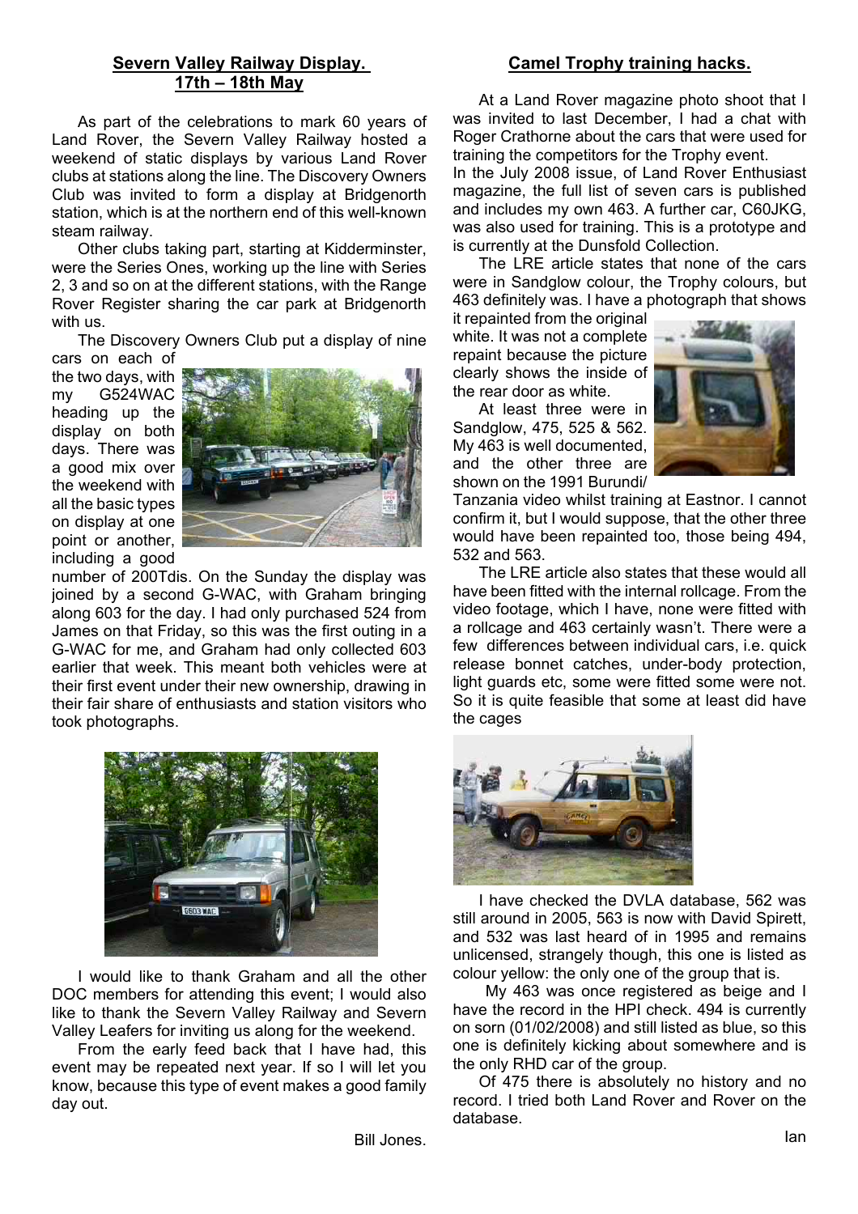## Severn Valley Railway Display. 17th – 18th May

As part of the celebrations to mark 60 years of Land Rover, the Severn Valley Railway hosted a weekend of static displays by various Land Rover clubs at stations along the line. The Discovery Owners Club was invited to form a display at Bridgenorth station, which is at the northern end of this well-known steam railway.

Other clubs taking part, starting at Kidderminster, were the Series Ones, working up the line with Series 2, 3 and so on at the different stations, with the Range Rover Register sharing the car park at Bridgenorth with us.

The Discovery Owners Club put a display of nine cars on each of the two days, with my G524WAC heading up the display on both days. There was a good mix over the weekend with all the basic types on display at one point or another, including a good number of 200Tdis. On the Sunday the display was joined by a second G-WAC, with Graham bringing along 603 for the day. I had only purchased 524 from James on that Friday, so this was the first outing in a G-WAC for me, and Graham had only collected 603 earlier that week. This meant both vehicles were at their first event under their new ownership, drawing in their fair share of enthusiasts and station visitors who took photographs.

I would like to thank Graham and all the other DOC members for attending this event; I would also like to thank the Severn Valley Railway and Severn Valley Leafers for inviting us along for the weekend.

From the early feed back that I have had, this event may be repeated next year. If so I will let you know, because this type of event makes a good family day out.

Bill Jones.

## Camel Trophy training hacks.

At a Land Rover magazine photo shoot that I was invited to last December, I had a chat with Roger Crathorne about the cars that were used for training the competitors for the Trophy event.

In the July 2008 issue, of Land Rover Enthusiast magazine, the full list of seven cars is published and includes my own 463. A further car, C60JKG, was also used for training. This is a prototype and is currently at the Dunsfold Collection.

The LRE article states that none of the cars were in Sandglow colour, the Trophy colours, but 463 definitely was. I have a photograph that shows it repainted from the original white. It was not a complete repaint because the picture clearly shows the inside of the rear door as white.

At least three were in Sandglow, 475, 525 & 562. My 463 is well documented, and the other three are shown on the 1991 Burundi/Tanzania video whilst training at Eastnor. I cannot confirm it, but I would suppose, that the other three would have been repainted too, those being 494, 532 and 563.

The LRE article also states that these would all have been fitted with the internal rollcage. From the video footage, which I have, none were fitted with a rollcage and 463 certainly wasn't. There were a few differences between individual cars, i.e. quick release bonnet catches, under-body protection, light guards etc, some were fitted some were not. So it is quite feasible that some at least did have the cages

I have checked the DVLA database, 562 was still around in 2005, 563 is now with David Spirett, and 532 was last heard of in 1995 and remains unlicensed, strangely though, this one is listed as colour yellow: the only one of the group that is.

My 463 was once registered as beige and I have the record in the HPI check. 494 is currently on sorn (01/02/2008) and still listed as blue, so this one is definitely kicking about somewhere and is the only RHD car of the group.

Of 475 there is absolutely no history and no record. I tried both Land Rover and Rover on the database.

Ian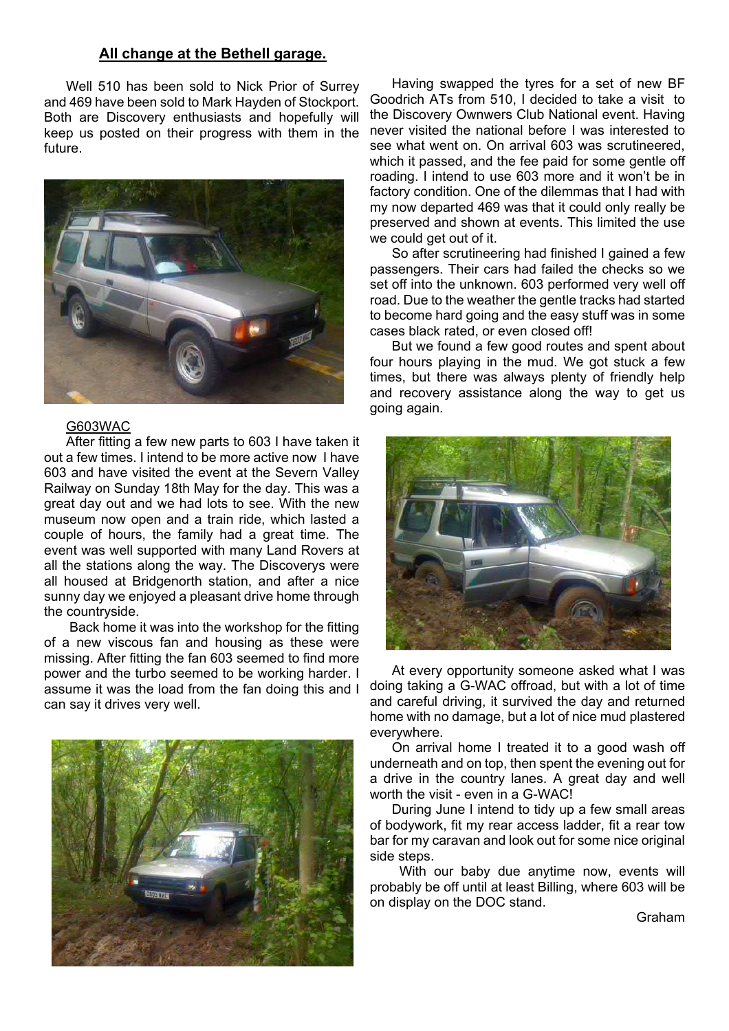## All change at the Bethell garage.

Well 510 has been sold to Nick Prior of Surrey and 469 have been sold to Mark Hayden of Stockport. Both are Discovery enthusiasts and hopefully will keep us posted on their progress with them in the future.

G603WAC

After fitting a few new parts to 603 I have taken it out a few times. I intend to be more active now I have 603 and have visited the event at the Severn Valley Railway on Sunday 18th May for the day. This was a great day out and we had lots to see. With the new museum now open and a train ride, which lasted a couple of hours, the family had a great time. The event was well supported with many Land Rovers at all the stations along the way. The Discoverys were all housed at Bridgenorth station, and after a nice sunny day we enjoyed a pleasant drive home through the countryside.

Back home it was into the workshop for the fitting of a new viscous fan and housing as these were missing. After fitting the fan 603 seemed to find more power and the turbo seemed to be working harder. I assume it was the load from the fan doing this and I can say it drives very well.

Having swapped the tyres for a set of new BF Goodrich ATs from 510, I decided to take a visit to the Discovery Ownwers Club National event. Having never visited the national before I was interested to see what went on. On arrival 603 was scrutineered, which it passed, and the fee paid for some gentle off roading. I intend to use 603 more and it won't be in factory condition. One of the dilemmas that I had with my now departed 469 was that it could only really be preserved and shown at events. This limited the use we could get out of it.

So after scrutineering had finished I gained a few passengers. Their cars had failed the checks so we set off into the unknown. 603 performed very well off road. Due to the weather the gentle tracks had started to become hard going and the easy stuff was in some cases black rated, or even closed off!

But we found a few good routes and spent about four hours playing in the mud. We got stuck a few times, but there was always plenty of friendly help and recovery assistance along the way to get us going again.

At every opportunity someone asked what I was doing taking a G-WAC offroad, but with a lot of time and careful driving, it survived the day and returned home with no damage, but a lot of nice mud plastered everywhere.

On arrival home I treated it to a good wash off underneath and on top, then spent the evening out for a drive in the country lanes. A great day and well worth the visit - even in a G-WAC!

During June I intend to tidy up a few small areas of bodywork, fit my rear access ladder, fit a rear tow bar for my caravan and look out for some nice original side steps.

With our baby due anytime now, events will probably be off until at least Billing, where 603 will be on display on the DOC stand.

Graham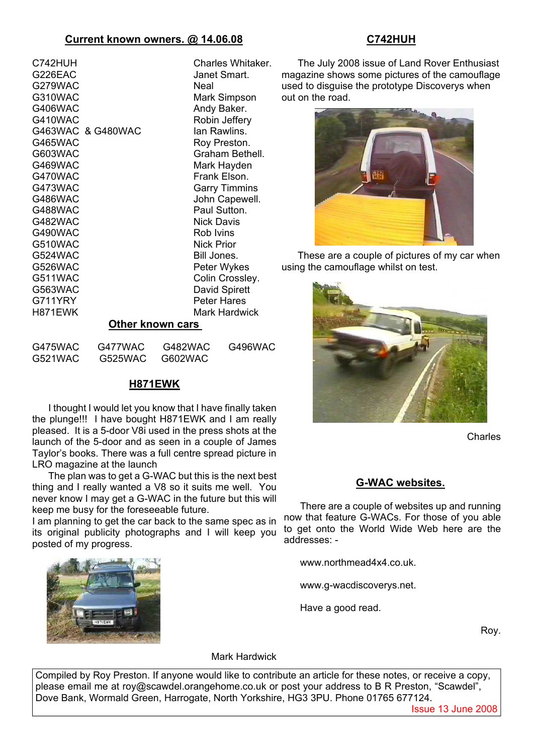## Current known owners. @ 14.06.08

| | |
|---|---|
| C742HUH | Charles Whitaker. |
| G226EAC | Janet Smart. |
| G279WAC | Neal |
| G310WAC | Mark Simpson |
| G406WAC | Andy Baker. |
| G410WAC | Robin Jeffery |
| G463WAC & G480WAC | Ian Rawlins. |
| G465WAC | Roy Preston. |
| G603WAC | Graham Bethell. |
| G469WAC | Mark Hayden |
| G470WAC | Frank Elson. |
| G473WAC | Garry Timmins |
| G486WAC | John Capewell. |
| G488WAC | Paul Sutton. |
| G482WAC | Nick Davis |
| G490WAC | Rob Ivins |
| G510WAC | Nick Prior |
| G524WAC | Bill Jones. |
| G526WAC | Peter Wykes |
| G511WAC | Colin Crossley. |
| G563WAC | David Spirett |
| G711YRY | Peter Hares |
| H871EWK | Mark Hardwick |

## Other known cars

| | | | |
|---|---|---|---|
| G475WAC | G477WAC | G482WAC | G496WAC |
| G521WAC | G525WAC | G602WAC | |

## H871EWK

I thought I would let you know that I have finally taken the plunge!!! I have bought H871EWK and I am really pleased. It is a 5-door V8i used in the press shots at the launch of the 5-door and as seen in a couple of James Taylor's books. There was a full centre spread picture in LRO magazine at the launch

The plan was to get a G-WAC but this is the next best thing and I really wanted a V8 so it suits me well. You never know I may get a G-WAC in the future but this will keep me busy for the foreseeable future.

I am planning to get the car back to the same spec as in its original publicity photographs and I will keep you posted of my progress.

Mark Hardwick

## C742HUH

The July 2008 issue of Land Rover Enthusiast magazine shows some pictures of the camouflage used to disguise the prototype Discoverys when out on the road.

These are a couple of pictures of my car when using the camouflage whilst on test.

Charles

## G-WAC websites.

There are a couple of websites up and running now that feature G-WACs. For those of you able to get onto the World Wide Web here are the addresses: -

www.northmead4x4.co.uk.

www.g-wacdiscoverys.net.

Have a good read.

Roy.

Compiled by Roy Preston. If anyone would like to contribute an article for these notes, or receive a copy, please email me at roy@scawdel.orangehome.co.uk or post your address to B R Preston, "Scawdel", Dove Bank, Wormald Green, Harrogate, North Yorkshire, HG3 3PU. Phone 01765 677124.

Issue 13 June 2008